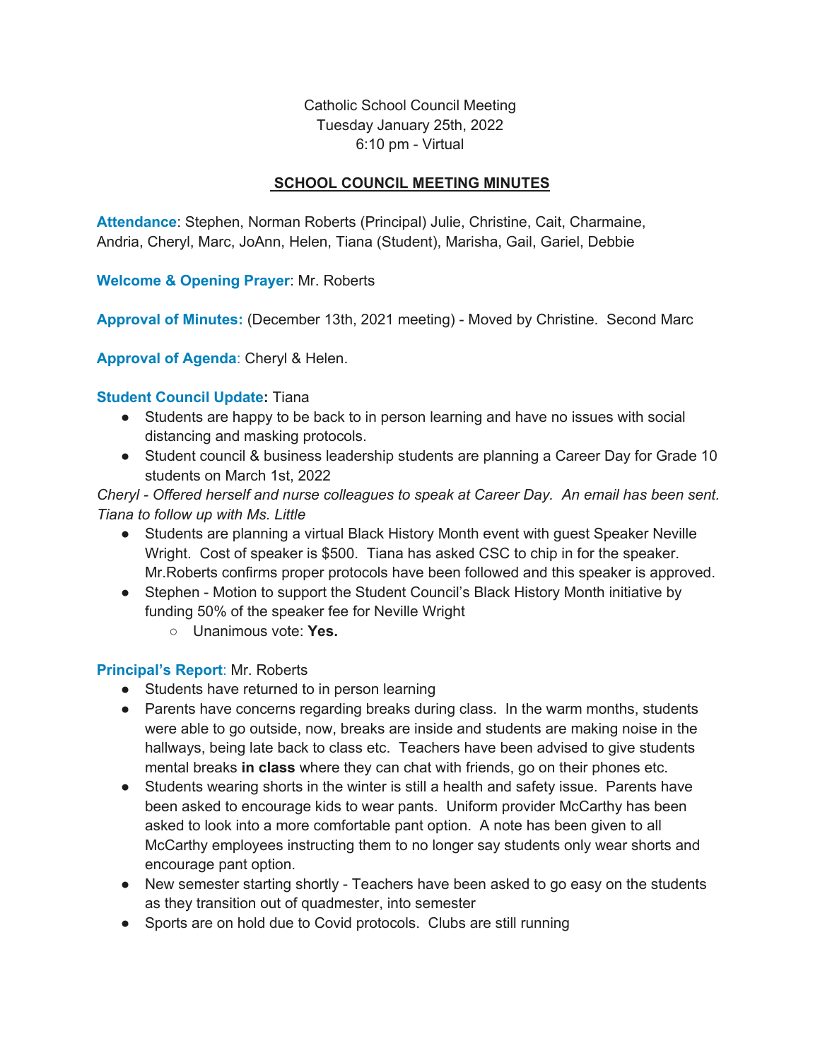Catholic School Council Meeting
Tuesday January 25th, 2022
6:10 pm - Virtual

## SCHOOL COUNCIL MEETING MINUTES

**Attendance**: Stephen, Norman Roberts (Principal) Julie, Christine, Cait, Charmaine, Andria, Cheryl, Marc, JoAnn, Helen, Tiana (Student), Marisha, Gail, Gariel, Debbie

**Welcome & Opening Prayer**: Mr. Roberts

**Approval of Minutes:** (December 13th, 2021 meeting) - Moved by Christine. Second Marc

**Approval of Agenda**: Cheryl & Helen.

**Student Council Update:** Tiana

- Students are happy to be back to in person learning and have no issues with social distancing and masking protocols.
- Student council & business leadership students are planning a Career Day for Grade 10 students on March 1st, 2022

*Cheryl - Offered herself and nurse colleagues to speak at Career Day. An email has been sent. Tiana to follow up with Ms. Little*

- Students are planning a virtual Black History Month event with guest Speaker Neville Wright. Cost of speaker is $500. Tiana has asked CSC to chip in for the speaker. Mr.Roberts confirms proper protocols have been followed and this speaker is approved.
- Stephen - Motion to support the Student Council's Black History Month initiative by funding 50% of the speaker fee for Neville Wright
  - Unanimous vote: **Yes.**

**Principal's Report**: Mr. Roberts

- Students have returned to in person learning
- Parents have concerns regarding breaks during class. In the warm months, students were able to go outside, now, breaks are inside and students are making noise in the hallways, being late back to class etc. Teachers have been advised to give students mental breaks **in class** where they can chat with friends, go on their phones etc.
- Students wearing shorts in the winter is still a health and safety issue. Parents have been asked to encourage kids to wear pants. Uniform provider McCarthy has been asked to look into a more comfortable pant option. A note has been given to all McCarthy employees instructing them to no longer say students only wear shorts and encourage pant option.
- New semester starting shortly - Teachers have been asked to go easy on the students as they transition out of quadmester, into semester
- Sports are on hold due to Covid protocols. Clubs are still running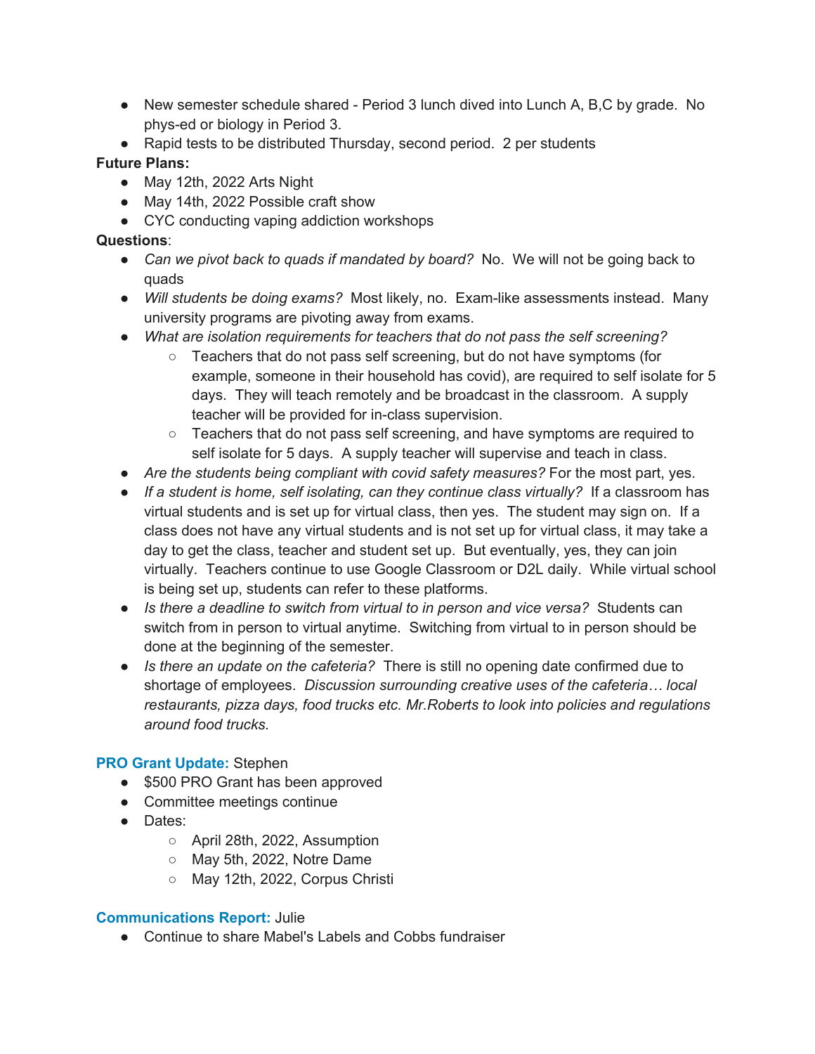- New semester schedule shared - Period 3 lunch dived into Lunch A, B,C by grade. No phys-ed or biology in Period 3.
- Rapid tests to be distributed Thursday, second period. 2 per students

**Future Plans:**

- May 12th, 2022 Arts Night
- May 14th, 2022 Possible craft show
- CYC conducting vaping addiction workshops

**Questions**:

- *Can we pivot back to quads if mandated by board?* No. We will not be going back to quads
- *Will students be doing exams?* Most likely, no. Exam-like assessments instead. Many university programs are pivoting away from exams.
- *What are isolation requirements for teachers that do not pass the self screening?*
  - Teachers that do not pass self screening, but do not have symptoms (for example, someone in their household has covid), are required to self isolate for 5 days. They will teach remotely and be broadcast in the classroom. A supply teacher will be provided for in-class supervision.
  - Teachers that do not pass self screening, and have symptoms are required to self isolate for 5 days. A supply teacher will supervise and teach in class.
- *Are the students being compliant with covid safety measures?* For the most part, yes.
- *If a student is home, self isolating, can they continue class virtually?* If a classroom has virtual students and is set up for virtual class, then yes. The student may sign on. If a class does not have any virtual students and is not set up for virtual class, it may take a day to get the class, teacher and student set up. But eventually, yes, they can join virtually. Teachers continue to use Google Classroom or D2L daily. While virtual school is being set up, students can refer to these platforms.
- *Is there a deadline to switch from virtual to in person and vice versa?* Students can switch from in person to virtual anytime. Switching from virtual to in person should be done at the beginning of the semester.
- *Is there an update on the cafeteria?* There is still no opening date confirmed due to shortage of employees. *Discussion surrounding creative uses of the cafeteria… local restaurants, pizza days, food trucks etc. Mr.Roberts to look into policies and regulations around food trucks.*

**PRO Grant Update:** Stephen

- $500 PRO Grant has been approved
- Committee meetings continue
- Dates:
  - April 28th, 2022, Assumption
  - May 5th, 2022, Notre Dame
  - May 12th, 2022, Corpus Christi

**Communications Report:** Julie

- Continue to share Mabel's Labels and Cobbs fundraiser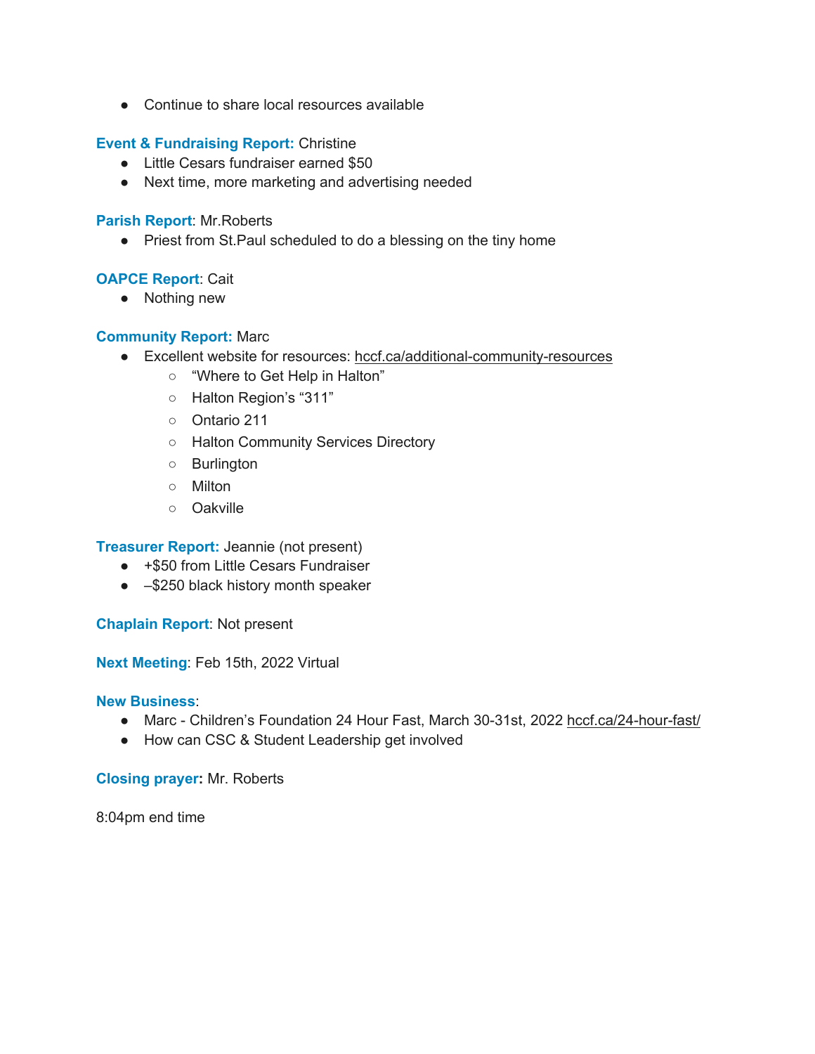- Continue to share local resources available

**Event & Fundraising Report:** Christine

- Little Cesars fundraiser earned $50
- Next time, more marketing and advertising needed

**Parish Report**: Mr.Roberts

- Priest from St.Paul scheduled to do a blessing on the tiny home

**OAPCE Report**: Cait

- Nothing new

**Community Report:** Marc

- Excellent website for resources: hccf.ca/additional-community-resources
  - "Where to Get Help in Halton"
  - Halton Region's "311"
  - Ontario 211
  - Halton Community Services Directory
  - Burlington
  - Milton
  - Oakville

**Treasurer Report:** Jeannie (not present)

- +$50 from Little Cesars Fundraiser
- –$250 black history month speaker

**Chaplain Report**: Not present

**Next Meeting**: Feb 15th, 2022 Virtual

**New Business**:

- Marc - Children's Foundation 24 Hour Fast, March 30-31st, 2022 hccf.ca/24-hour-fast/
- How can CSC & Student Leadership get involved

**Closing prayer:** Mr. Roberts

8:04pm end time